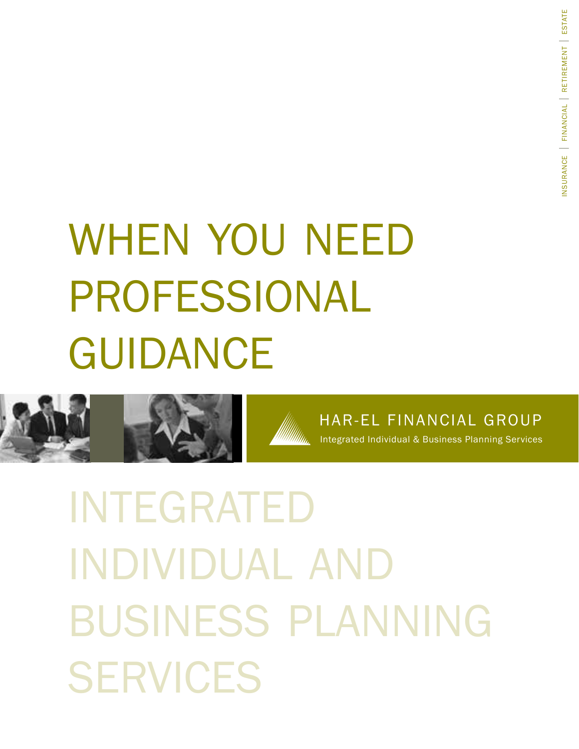INSURANCE | FINANCIAL | RETIREMENT | ESTATE

# WHEN YOU NEED PROFESSIONAL GUIDANCE

HAR-EL FINANCIAL GROUP

Integrated Individual & Business Planning Services

# INTEGRATED INDIVIDUAL AND BUSINESS PLANNING SERVICES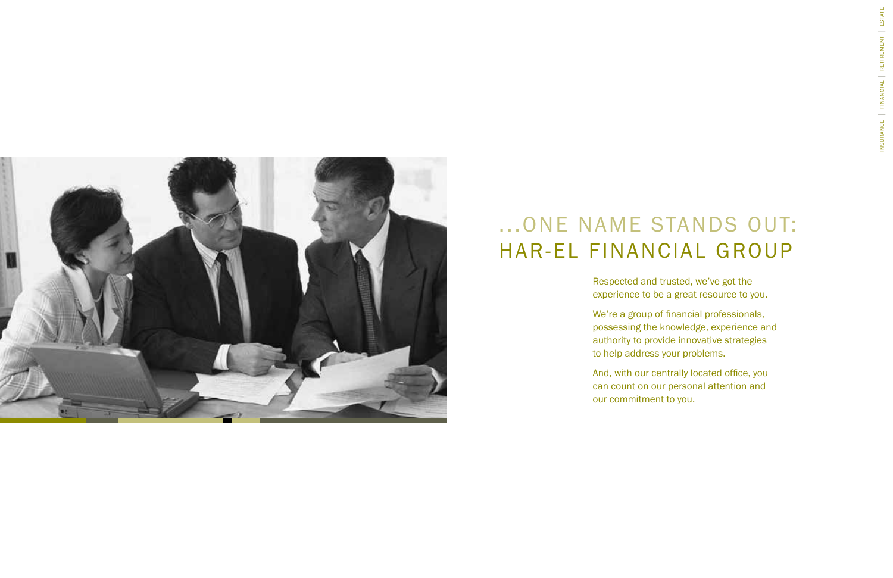# ...ONE NAME STANDS OUT: HAR-EL FINANCIAL GROUP

Respected and trusted, we've got the experience to be a great resource to you.

We're a group of financial professionals, possessing the knowledge, experience and authority to provide innovative strategies to help address your problems.

And, with our centrally located office, you can count on our personal attention and our commitment to you.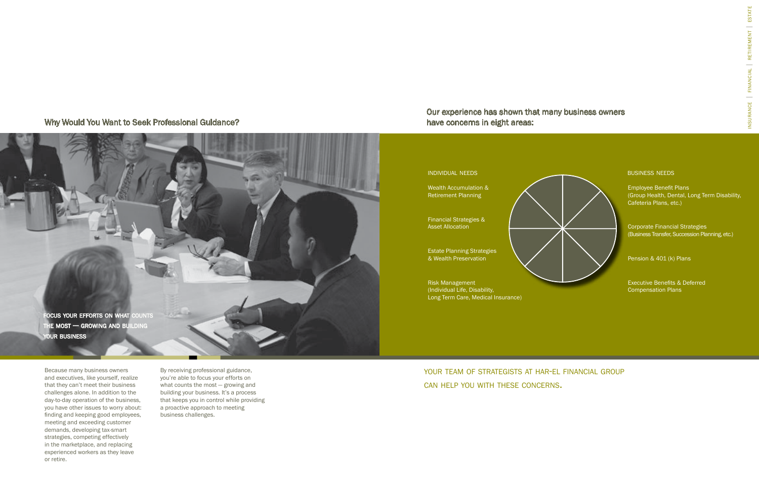## Why Would You Want to Seek Professional Guidance?

**FOCUS YOUR EFFORTS ON WHAT COUNTS THE MOST — GROWING AND BUILDING YOUR BUSINESS**

Because many business owners and executives, like yourself, realize that they can't meet their business challenges alone. In addition to the day-to-day operation of the business, you have other issues to worry about: finding and keeping good employees, meeting and exceeding customer demands, developing tax-smart strategies, competing effectively in the marketplace, and replacing experienced workers as they leave or retire.

By receiving professional guidance, you're able to focus your efforts on what counts the most — growing and building your business. It's a process that keeps you in control while providing a proactive approach to meeting business challenges.

## Our experience has shown that many business owners have concerns in eight areas:

**INDIVIDUAL NEEDS**

- Wealth Accumulation & Retirement Planning
- Financial Strategies & Asset Allocation
- Estate Planning Strategies & Wealth Preservation
- Risk Management (Individual Life, Disability, Long Term Care, Medical Insurance)

**BUSINESS NEEDS**

- Employee Benefit Plans (Group Health, Dental, Long Term Disability, Cafeteria Plans, etc.)
- Corporate Financial Strategies (Business Transfer, Succession Planning, etc.)
- Pension & 401 (k) Plans
- Executive Benefits & Deferred Compensation Plans

YOUR TEAM OF STRATEGISTS AT HAR-EL FINANCIAL GROUP CAN HELP YOU WITH THESE CONCERNS.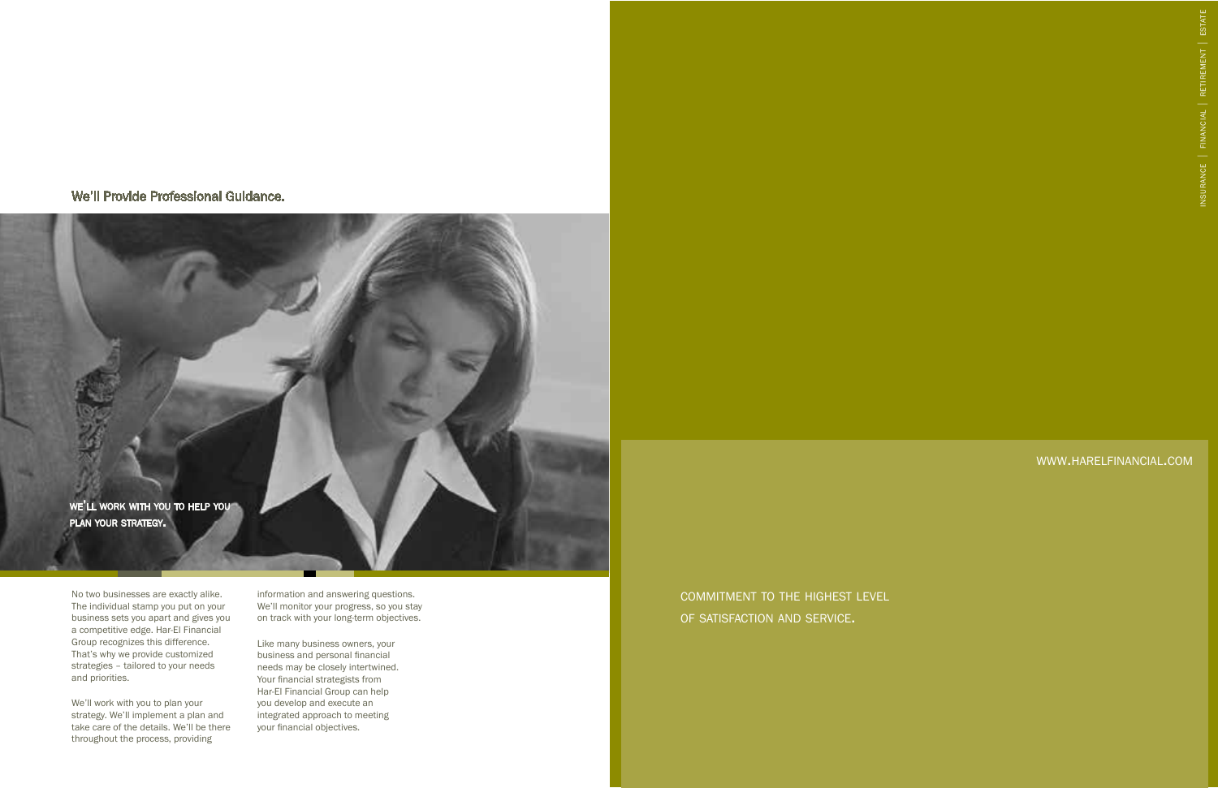## We'll Provide Professional Guidance.

WE'LL WORK WITH YOU TO HELP YOU PLAN YOUR STRATEGY.

No two businesses are exactly alike. The individual stamp you put on your business sets you apart and gives you a competitive edge. Har-El Financial Group recognizes this difference. That's why we provide customized strategies – tailored to your needs and priorities.

We'll work with you to plan your strategy. We'll implement a plan and take care of the details. We'll be there throughout the process, providing information and answering questions. We'll monitor your progress, so you stay on track with your long-term objectives.

Like many business owners, your business and personal financial needs may be closely intertwined. Your financial strategists from Har-El Financial Group can help you develop and execute an integrated approach to meeting your financial objectives.

INSURANCE | FINANCIAL | RETIREMENT | ESTATE

WWW.HARELFINANCIAL.COM

COMMITMENT TO THE HIGHEST LEVEL OF SATISFACTION AND SERVICE.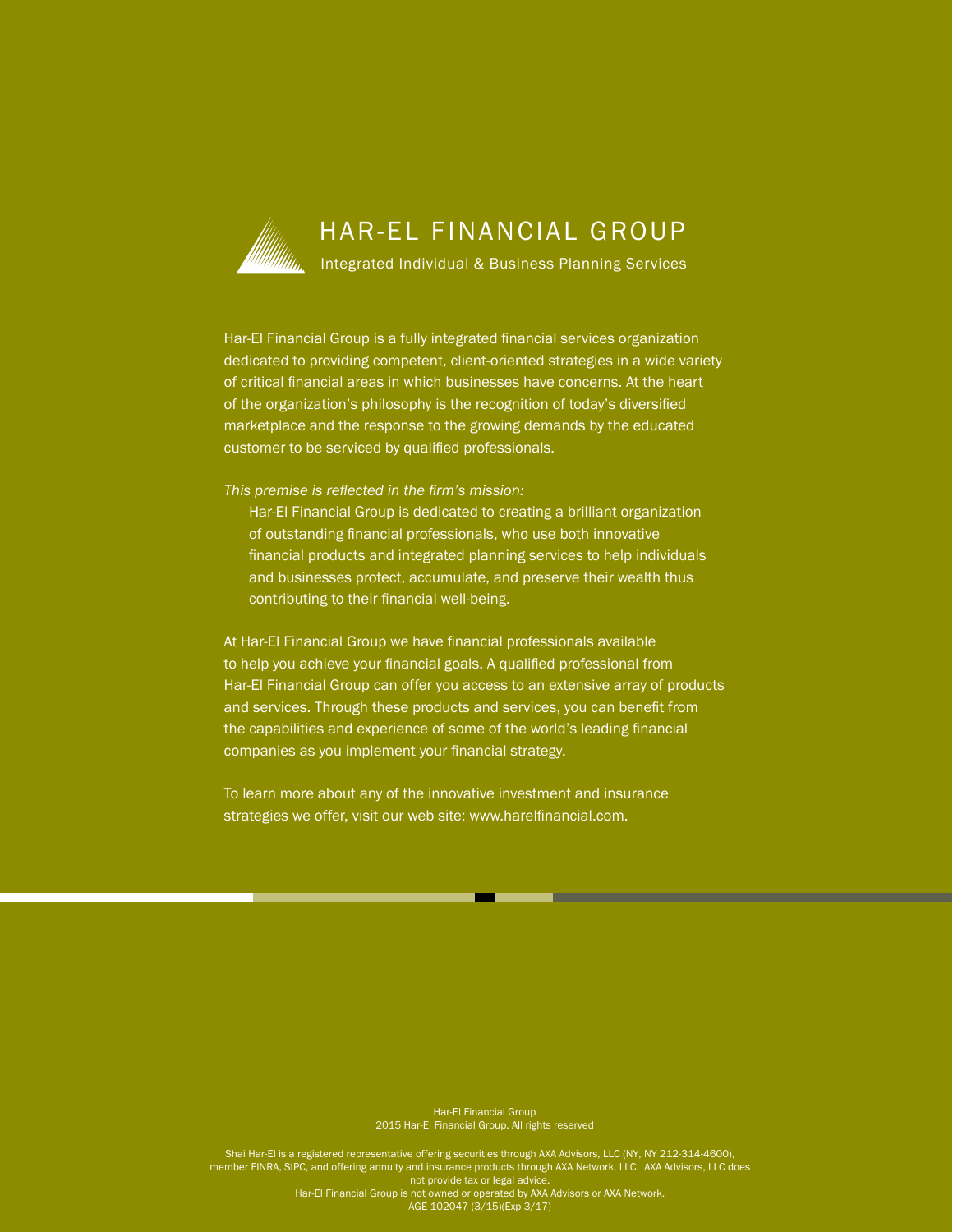# HAR-EL FINANCIAL GROUP

Integrated Individual & Business Planning Services

Har-El Financial Group is a fully integrated financial services organization dedicated to providing competent, client-oriented strategies in a wide variety of critical financial areas in which businesses have concerns. At the heart of the organization's philosophy is the recognition of today's diversified marketplace and the response to the growing demands by the educated customer to be serviced by qualified professionals.

*This premise is reflected in the firm's mission:*

> Har-El Financial Group is dedicated to creating a brilliant organization of outstanding financial professionals, who use both innovative financial products and integrated planning services to help individuals and businesses protect, accumulate, and preserve their wealth thus contributing to their financial well-being.

At Har-El Financial Group we have financial professionals available to help you achieve your financial goals. A qualified professional from Har-El Financial Group can offer you access to an extensive array of products and services. Through these products and services, you can benefit from the capabilities and experience of some of the world's leading financial companies as you implement your financial strategy.

To learn more about any of the innovative investment and insurance strategies we offer, visit our web site: www.harelfinancial.com.

Har-El Financial Group
2015 Har-El Financial Group. All rights reserved

Shai Har-El is a registered representative offering securities through AXA Advisors, LLC (NY, NY 212-314-4600), member FINRA, SIPC, and offering annuity and insurance products through AXA Network, LLC. AXA Advisors, LLC does not provide tax or legal advice.
Har-El Financial Group is not owned or operated by AXA Advisors or AXA Network.
AGE 102047 (3/15)(Exp 3/17)